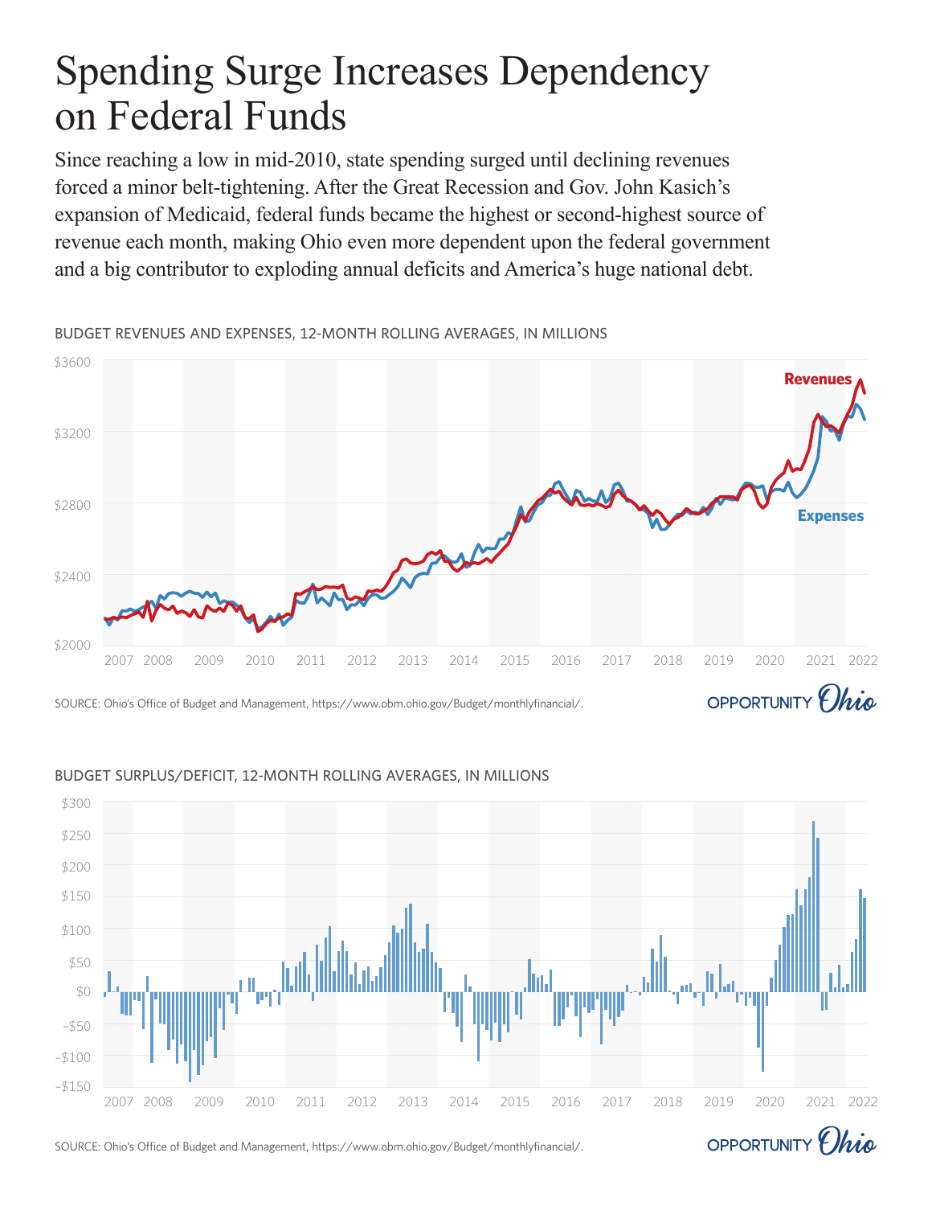# Spending Surge Increases Dependency on Federal Funds

Since reaching a low in mid-2010, state spending surged until declining revenues forced a minor belt-tightening. After the Great Recession and Gov. John Kasich's expansion of Medicaid, federal funds became the highest or second-highest source of revenue each month, making Ohio even more dependent upon the federal government and a big contributor to exploding annual deficits and America's huge national debt.

BUDGET REVENUES AND EXPENSES, 12-MONTH ROLLING AVERAGES, IN MILLIONS

SOURCE: Ohio's Office of Budget and Management, https://www.obm.ohio.gov/Budget/monthlyfinancial/.

BUDGET SURPLUS/DEFICIT, 12-MONTH ROLLING AVERAGES, IN MILLIONS

SOURCE: Ohio's Office of Budget and Management, https://www.obm.ohio.gov/Budget/monthlyfinancial/.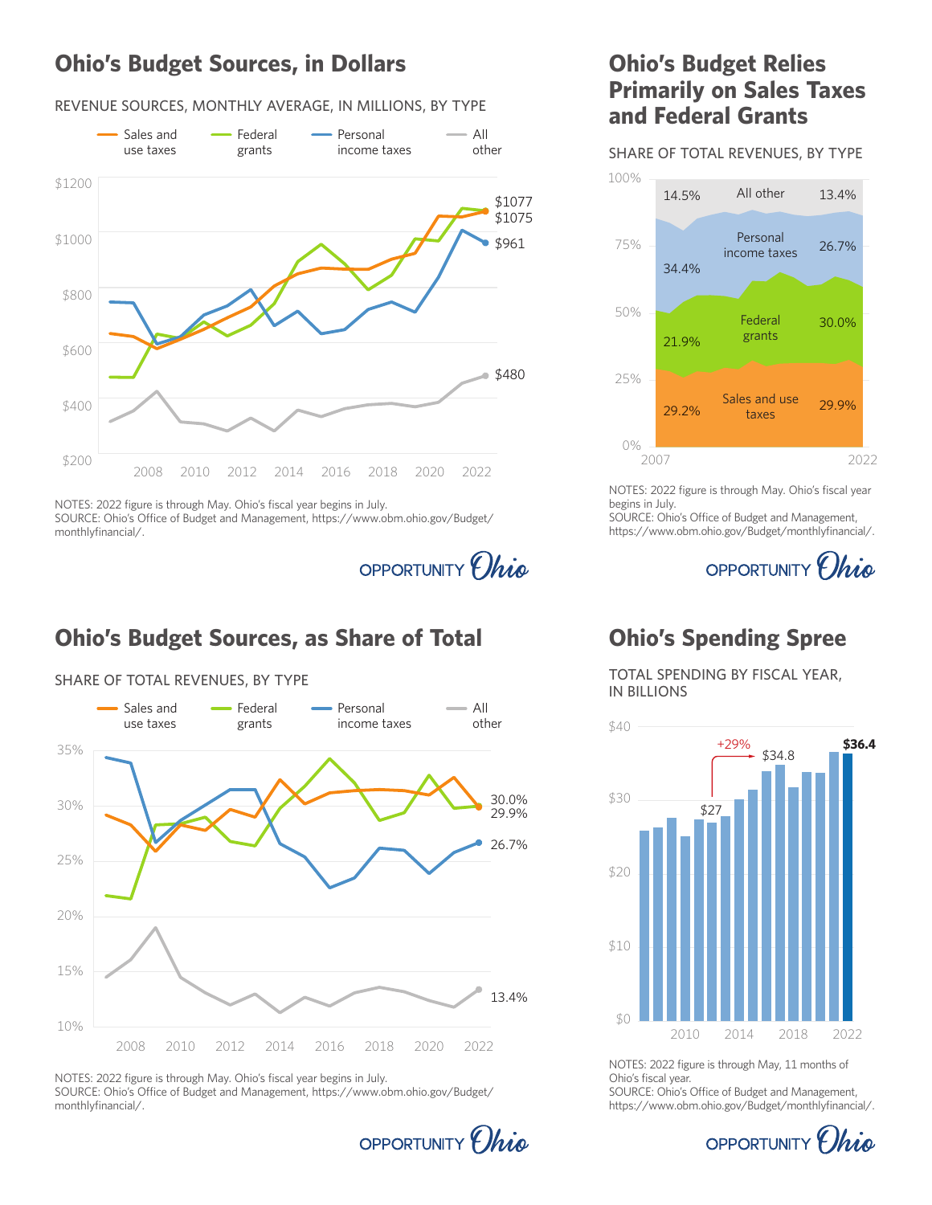## Ohio's Budget Sources, in Dollars

REVENUE SOURCES, MONTHLY AVERAGE, IN MILLIONS, BY TYPE

Sales and use taxes
Federal grants
Personal income taxes
All other

$1200
$1000
$800
$600
$400
$200

2008 2010 2012 2014 2016 2018 2020 2022

$1077
$1075
$961
$480

NOTES: 2022 figure is through May. Ohio's fiscal year begins in July.
SOURCE: Ohio's Office of Budget and Management, https://www.obm.ohio.gov/Budget/monthlyfinancial/.

OPPORTUNITY Ohio

## Ohio's Budget Relies Primarily on Sales Taxes and Federal Grants

SHARE OF TOTAL REVENUES, BY TYPE

100%
75%
50%
25%
0%

2007 2022

All other
14.5%
13.4%

Personal income taxes
34.4%
26.7%

Federal grants
21.9%
30.0%

Sales and use taxes
29.2%
29.9%

NOTES: 2022 figure is through May. Ohio's fiscal year begins in July.
SOURCE: Ohio's Office of Budget and Management, https://www.obm.ohio.gov/Budget/monthlyfinancial/.

OPPORTUNITY Ohio

## Ohio's Budget Sources, as Share of Total

SHARE OF TOTAL REVENUES, BY TYPE

Sales and use taxes
Federal grants
Personal income taxes
All other

35%
30%
25%
20%
15%
10%

2008 2010 2012 2014 2016 2018 2020 2022

30.0%
29.9%
26.7%
13.4%

NOTES: 2022 figure is through May. Ohio's fiscal year begins in July.
SOURCE: Ohio's Office of Budget and Management, https://www.obm.ohio.gov/Budget/monthlyfinancial/.

OPPORTUNITY Ohio

## Ohio's Spending Spree

TOTAL SPENDING BY FISCAL YEAR, IN BILLIONS

$40
$30
$20
$10
$0

2010 2014 2018 2022

+29%
$27
$34.8
**$36.4**

NOTES: 2022 figure is through May, 11 months of Ohio's fiscal year.
SOURCE: Ohio's Office of Budget and Management, https://www.obm.ohio.gov/Budget/monthlyfinancial/.

OPPORTUNITY Ohio